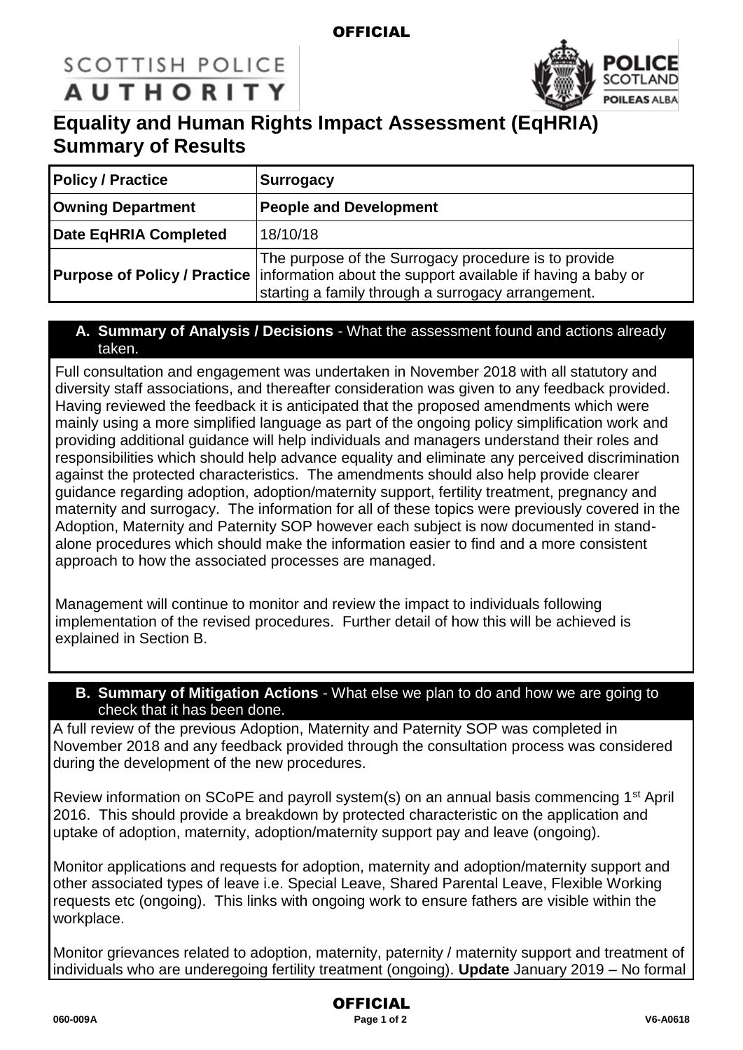# Equality and Human Rights Impact Assessment (EqHRIA) Summary of Results

| Policy / Practice | Surrogacy |
|---|---|
| Owning Department | People and Development |
| Date EqHRIA Completed | 18/10/18 |
| Purpose of Policy / Practice | The purpose of the Surrogacy procedure is to provide information about the support available if having a baby or starting a family through a surrogacy arrangement. |

## A. Summary of Analysis / Decisions - What the assessment found and actions already taken.

Full consultation and engagement was undertaken in November 2018 with all statutory and diversity staff associations, and thereafter consideration was given to any feedback provided. Having reviewed the feedback it is anticipated that the proposed amendments which were mainly using a more simplified language as part of the ongoing policy simplification work and providing additional guidance will help individuals and managers understand their roles and responsibilities which should help advance equality and eliminate any perceived discrimination against the protected characteristics. The amendments should also help provide clearer guidance regarding adoption, adoption/maternity support, fertility treatment, pregnancy and maternity and surrogacy. The information for all of these topics were previously covered in the Adoption, Maternity and Paternity SOP however each subject is now documented in stand-alone procedures which should make the information easier to find and a more consistent approach to how the associated processes are managed.

Management will continue to monitor and review the impact to individuals following implementation of the revised procedures. Further detail of how this will be achieved is explained in Section B.

## B. Summary of Mitigation Actions - What else we plan to do and how we are going to check that it has been done.

A full review of the previous Adoption, Maternity and Paternity SOP was completed in November 2018 and any feedback provided through the consultation process was considered during the development of the new procedures.

Review information on SCoPE and payroll system(s) on an annual basis commencing 1st April 2016. This should provide a breakdown by protected characteristic on the application and uptake of adoption, maternity, adoption/maternity support pay and leave (ongoing).

Monitor applications and requests for adoption, maternity and adoption/maternity support and other associated types of leave i.e. Special Leave, Shared Parental Leave, Flexible Working requests etc (ongoing). This links with ongoing work to ensure fathers are visible within the workplace.

Monitor grievances related to adoption, maternity, paternity / maternity support and treatment of individuals who are underegoing fertility treatment (ongoing). **Update** January 2019 – No formal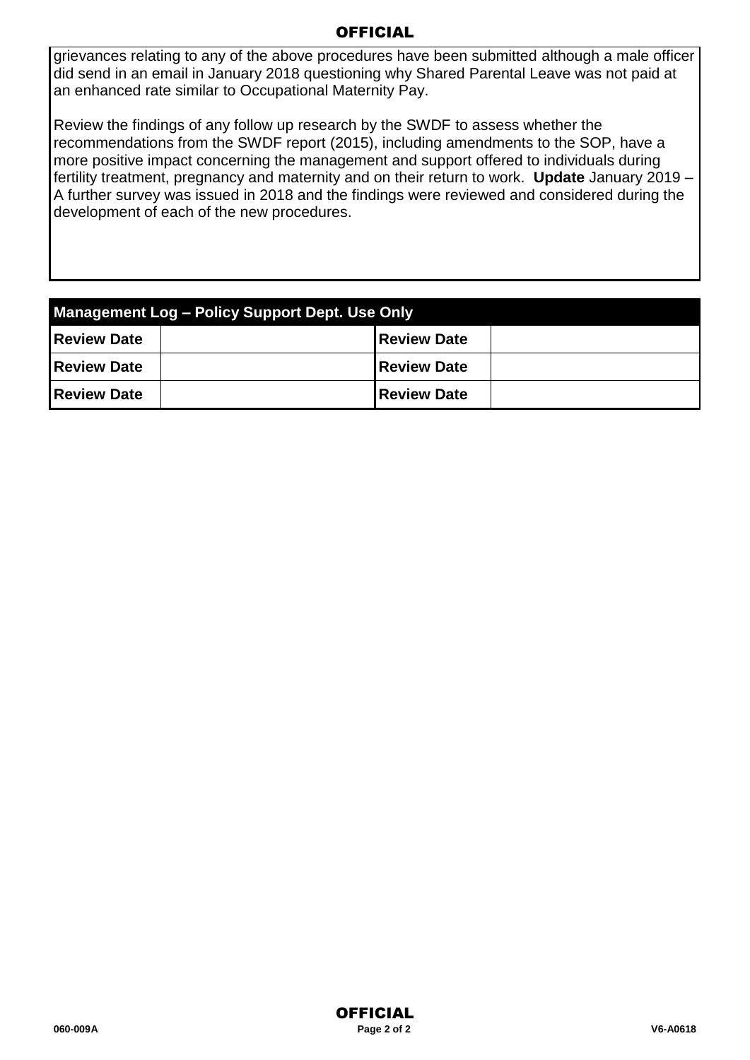grievances relating to any of the above procedures have been submitted although a male officer did send in an email in January 2018 questioning why Shared Parental Leave was not paid at an enhanced rate similar to Occupational Maternity Pay.

Review the findings of any follow up research by the SWDF to assess whether the recommendations from the SWDF report (2015), including amendments to the SOP, have a more positive impact concerning the management and support offered to individuals during fertility treatment, pregnancy and maternity and on their return to work. **Update** January 2019 – A further survey was issued in 2018 and the findings were reviewed and considered during the development of each of the new procedures.

| **Management Log – Policy Support Dept. Use Only** | | | |
|---|---|---|---|
| **Review Date** | | **Review Date** | |
| **Review Date** | | **Review Date** | |
| **Review Date** | | **Review Date** | |